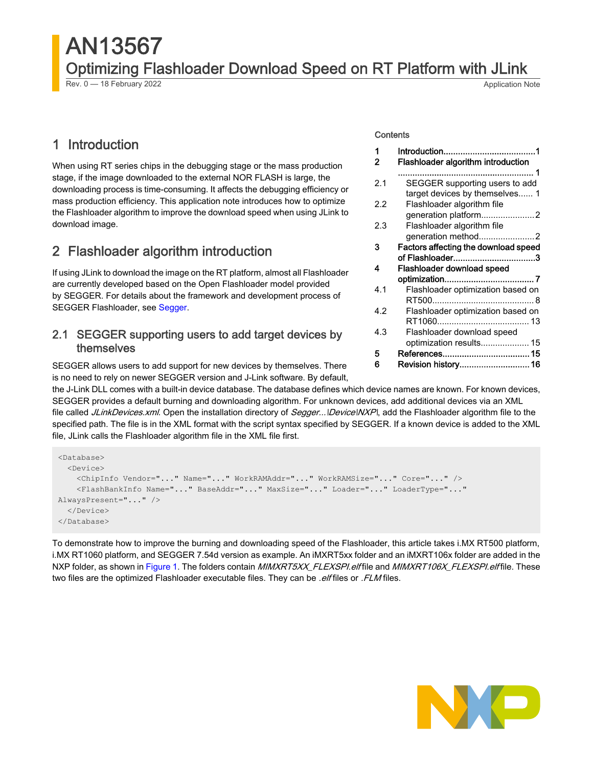# AN13567

## Optimizing Flashloader Download Speed on RT Platform with JLink

Rev. 0 — 18 February 2022

Application Note

Contents

| | | |
|---|---|---|
| 1 | Introduction | 1 |
| 2 | Flashloader algorithm introduction | 1 |
| 2.1 | SEGGER supporting users to add target devices by themselves | 1 |
| 2.2 | Flashloader algorithm file generation platform | 2 |
| 2.3 | Flashloader algorithm file generation method | 2 |
| 3 | Factors affecting the download speed of Flashloader | 3 |
| 4 | Flashloader download speed optimization | 7 |
| 4.1 | Flashloader optimization based on RT500 | 8 |
| 4.2 | Flashloader optimization based on RT1060 | 13 |
| 4.3 | Flashloader download speed optimization results | 15 |
| 5 | References | 15 |
| 6 | Revision history | 16 |

## 1 Introduction

When using RT series chips in the debugging stage or the mass production stage, if the image downloaded to the external NOR FLASH is large, the downloading process is time-consuming. It affects the debugging efficiency or mass production efficiency. This application note introduces how to optimize the Flashloader algorithm to improve the download speed when using JLink to download image.

## 2 Flashloader algorithm introduction

If using JLink to download the image on the RT platform, almost all Flashloader are currently developed based on the Open Flashloader model provided by SEGGER. For details about the framework and development process of SEGGER Flashloader, see Segger.

### 2.1 SEGGER supporting users to add target devices by themselves

SEGGER allows users to add support for new devices by themselves. There is no need to rely on newer SEGGER version and J-Link software. By default, the J-Link DLL comes with a built-in device database. The database defines which device names are known. For known devices, SEGGER provides a default burning and downloading algorithm. For unknown devices, add additional devices via an XML file called *JLinkDevices.xml*. Open the installation directory of *Segger...\Device\NXP\*, add the Flashloader algorithm file to the specified path. The file is in the XML format with the script syntax specified by SEGGER. If a known device is added to the XML file, JLink calls the Flashloader algorithm file in the XML file first.

```
<Database>
  <Device>
    <ChipInfo Vendor="..." Name="..." WorkRAMAddr="..." WorkRAMSize="..." Core="..." />
    <FlashBankInfo Name="..." BaseAddr="..." MaxSize="..." Loader="..." LoaderType="..."
AlwaysPresent="..." />
  </Device>
</Database>
```

To demonstrate how to improve the burning and downloading speed of the Flashloader, this article takes i.MX RT500 platform, i.MX RT1060 platform, and SEGGER 7.54d version as example. An iMXRT5xx folder and an iMXRT106x folder are added in the NXP folder, as shown in Figure 1. The folders contain *MIMXRT5XX_FLEXSPI.elf* file and *MIMXRT106X_FLEXSPI.elf* file. These two files are the optimized Flashloader executable files. They can be *.elf* files or *.FLM* files.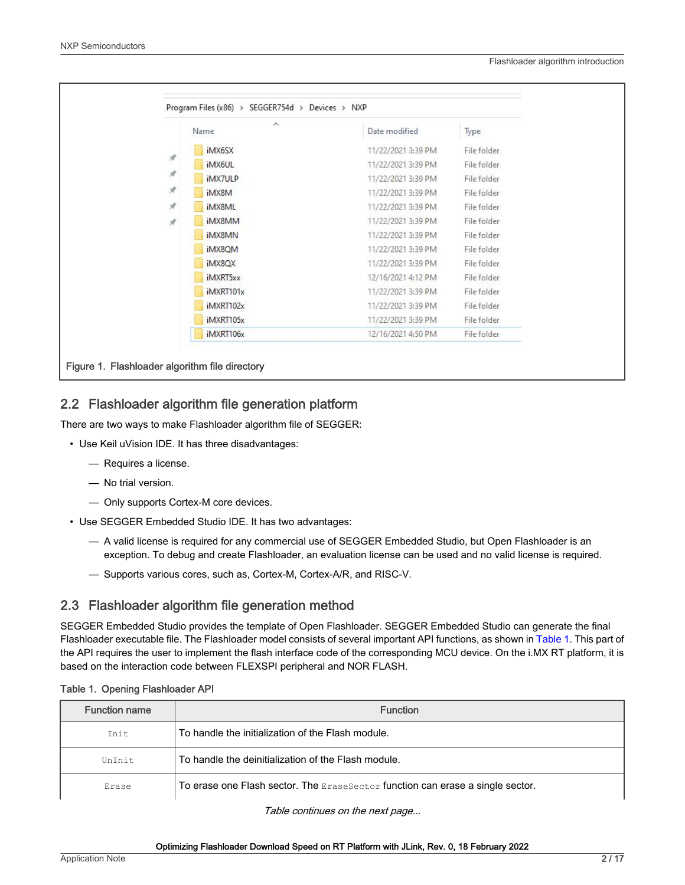Figure 1. Flashloader algorithm file directory

## 2.2 Flashloader algorithm file generation platform

There are two ways to make Flashloader algorithm file of SEGGER:

- Use Keil uVision IDE. It has three disadvantages:
  - — Requires a license.
  - — No trial version.
  - — Only supports Cortex-M core devices.
- Use SEGGER Embedded Studio IDE. It has two advantages:
  - — A valid license is required for any commercial use of SEGGER Embedded Studio, but Open Flashloader is an exception. To debug and create Flashloader, an evaluation license can be used and no valid license is required.
  - — Supports various cores, such as, Cortex-M, Cortex-A/R, and RISC-V.

## 2.3 Flashloader algorithm file generation method

SEGGER Embedded Studio provides the template of Open Flashloader. SEGGER Embedded Studio can generate the final Flashloader executable file. The Flashloader model consists of several important API functions, as shown in Table 1. This part of the API requires the user to implement the flash interface code of the corresponding MCU device. On the i.MX RT platform, it is based on the interaction code between FLEXSPI peripheral and NOR FLASH.

Table 1. Opening Flashloader API

| Function name | Function |
|---|---|
| `Init` | To handle the initialization of the Flash module. |
| `UnInit` | To handle the deinitialization of the Flash module. |
| `Erase` | To erase one Flash sector. The `EraseSector` function can erase a single sector. |

*Table continues on the next page...*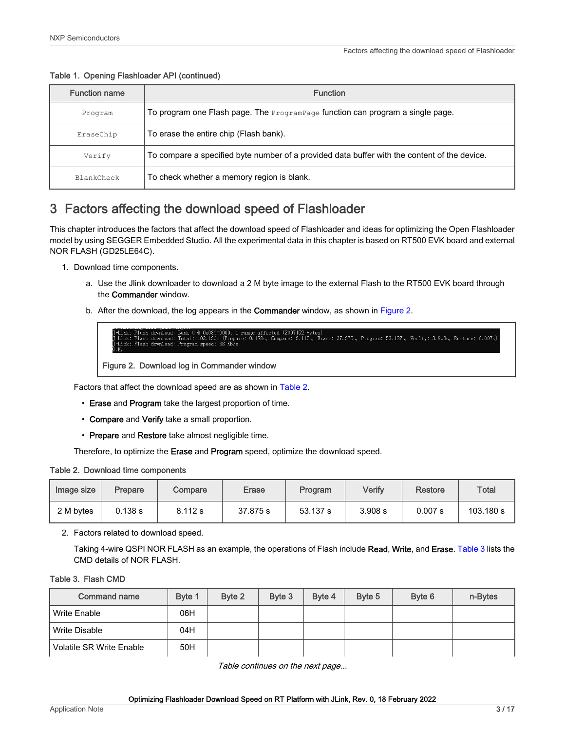Table 1. Opening Flashloader API (continued)

| Function name | Function |
| --- | --- |
| `Program` | To program one Flash page. The `ProgramPage` function can program a single page. |
| `EraseChip` | To erase the entire chip (Flash bank). |
| `Verify` | To compare a specified byte number of a provided data buffer with the content of the device. |
| `BlankCheck` | To check whether a memory region is blank. |

## 3 Factors affecting the download speed of Flashloader

This chapter introduces the factors that affect the download speed of Flashloader and ideas for optimizing the Open Flashloader model by using SEGGER Embedded Studio. All the experimental data in this chapter is based on RT500 EVK board and external NOR FLASH (GD25LE64C).

1. Download time components.

   a. Use the Jlink downloader to download a 2 M byte image to the external Flash to the RT500 EVK board through the **Commander** window.

   b. After the download, the log appears in the **Commander** window, as shown in Figure 2.

```
J-Link: Flash download: Bank 0 @ 0x08000000: 1 range affected (2097152 bytes)
J-Link: Flash download: Total: 103.180s (Prepare: 0.138s, Compare: 8.112s, Erase: 37.875s, Program: 53.137s, Verify: 3.908s, Restore: 0.007s)
J-Link: Flash download: Program speed: 38 KB/s
O.K.
```

Figure 2. Download log in Commander window

   Factors that affect the download speed are as shown in Table 2.

   - **Erase** and **Program** take the largest proportion of time.
   - **Compare** and **Verify** take a small proportion.
   - **Prepare** and **Restore** take almost negligible time.

   Therefore, to optimize the **Erase** and **Program** speed, optimize the download speed.

Table 2. Download time components

| Image size | Prepare | Compare | Erase | Program | Verify | Restore | Total |
| --- | --- | --- | --- | --- | --- | --- | --- |
| 2 M bytes | 0.138 s | 8.112 s | 37.875 s | 53.137 s | 3.908 s | 0.007 s | 103.180 s |

2. Factors related to download speed.

   Taking 4-wire QSPI NOR FLASH as an example, the operations of Flash include **Read**, **Write**, and **Erase**. Table 3 lists the CMD details of NOR FLASH.

Table 3. Flash CMD

| Command name | Byte 1 | Byte 2 | Byte 3 | Byte 4 | Byte 5 | Byte 6 | n-Bytes |
| --- | --- | --- | --- | --- | --- | --- | --- |
| Write Enable | 06H | | | | | | |
| Write Disable | 04H | | | | | | |
| Volatile SR Write Enable | 50H | | | | | | |

*Table continues on the next page...*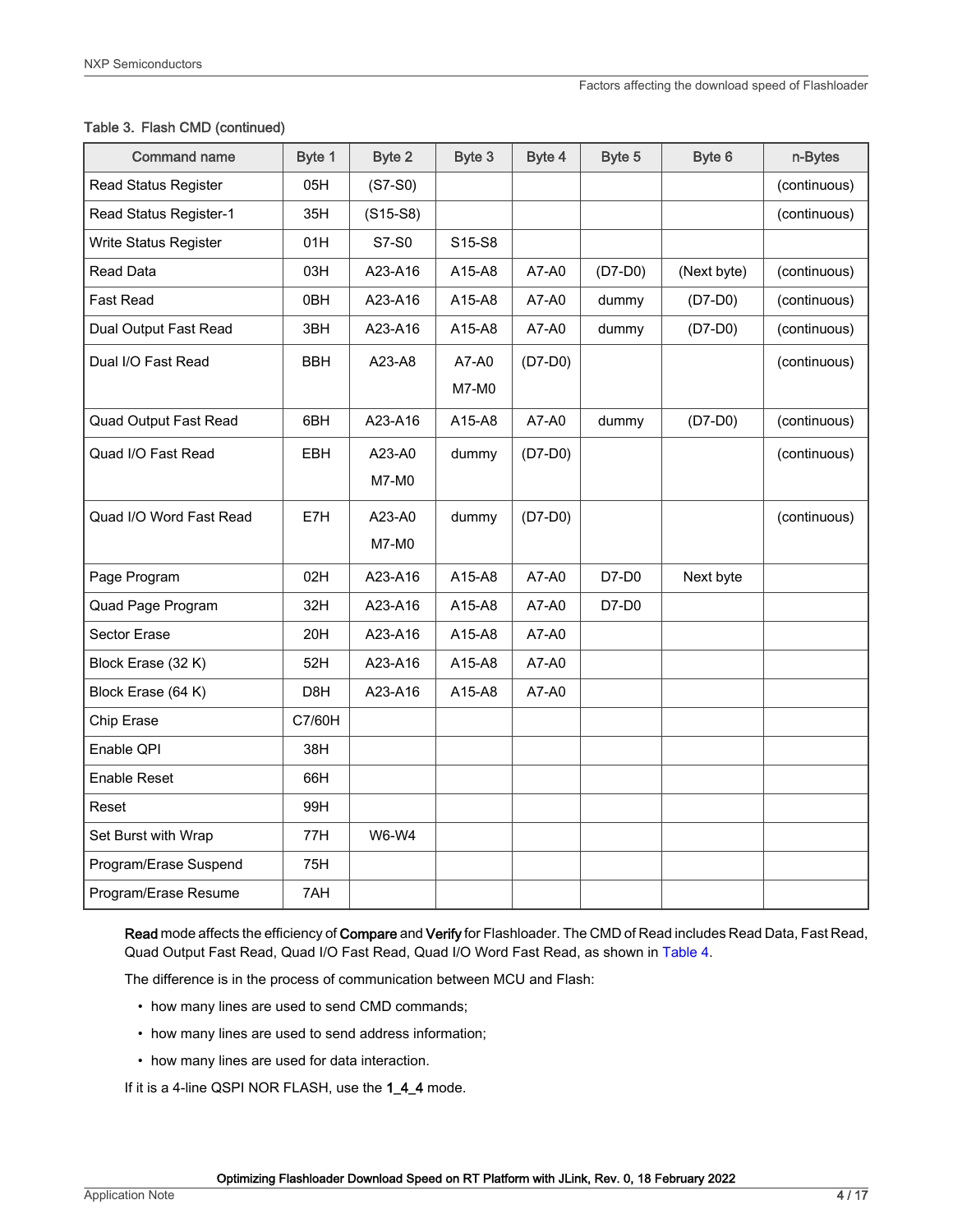Table 3. Flash CMD (continued)

| Command name | Byte 1 | Byte 2 | Byte 3 | Byte 4 | Byte 5 | Byte 6 | n-Bytes |
|---|---|---|---|---|---|---|---|
| Read Status Register | 05H | (S7-S0) | | | | | (continuous) |
| Read Status Register-1 | 35H | (S15-S8) | | | | | (continuous) |
| Write Status Register | 01H | S7-S0 | S15-S8 | | | | |
| Read Data | 03H | A23-A16 | A15-A8 | A7-A0 | (D7-D0) | (Next byte) | (continuous) |
| Fast Read | 0BH | A23-A16 | A15-A8 | A7-A0 | dummy | (D7-D0) | (continuous) |
| Dual Output Fast Read | 3BH | A23-A16 | A15-A8 | A7-A0 | dummy | (D7-D0) | (continuous) |
| Dual I/O Fast Read | BBH | A23-A8 | A7-A0 M7-M0 | (D7-D0) | | | (continuous) |
| Quad Output Fast Read | 6BH | A23-A16 | A15-A8 | A7-A0 | dummy | (D7-D0) | (continuous) |
| Quad I/O Fast Read | EBH | A23-A0 M7-M0 | dummy | (D7-D0) | | | (continuous) |
| Quad I/O Word Fast Read | E7H | A23-A0 M7-M0 | dummy | (D7-D0) | | | (continuous) |
| Page Program | 02H | A23-A16 | A15-A8 | A7-A0 | D7-D0 | Next byte | |
| Quad Page Program | 32H | A23-A16 | A15-A8 | A7-A0 | D7-D0 | | |
| Sector Erase | 20H | A23-A16 | A15-A8 | A7-A0 | | | |
| Block Erase (32 K) | 52H | A23-A16 | A15-A8 | A7-A0 | | | |
| Block Erase (64 K) | D8H | A23-A16 | A15-A8 | A7-A0 | | | |
| Chip Erase | C7/60H | | | | | | |
| Enable QPI | 38H | | | | | | |
| Enable Reset | 66H | | | | | | |
| Reset | 99H | | | | | | |
| Set Burst with Wrap | 77H | W6-W4 | | | | | |
| Program/Erase Suspend | 75H | | | | | | |
| Program/Erase Resume | 7AH | | | | | | |

**Read** mode affects the efficiency of **Compare** and **Verify** for Flashloader. The CMD of Read includes Read Data, Fast Read, Quad Output Fast Read, Quad I/O Fast Read, Quad I/O Word Fast Read, as shown in Table 4.

The difference is in the process of communication between MCU and Flash:

- how many lines are used to send CMD commands;
- how many lines are used to send address information;
- how many lines are used for data interaction.

If it is a 4-line QSPI NOR FLASH, use the **1_4_4** mode.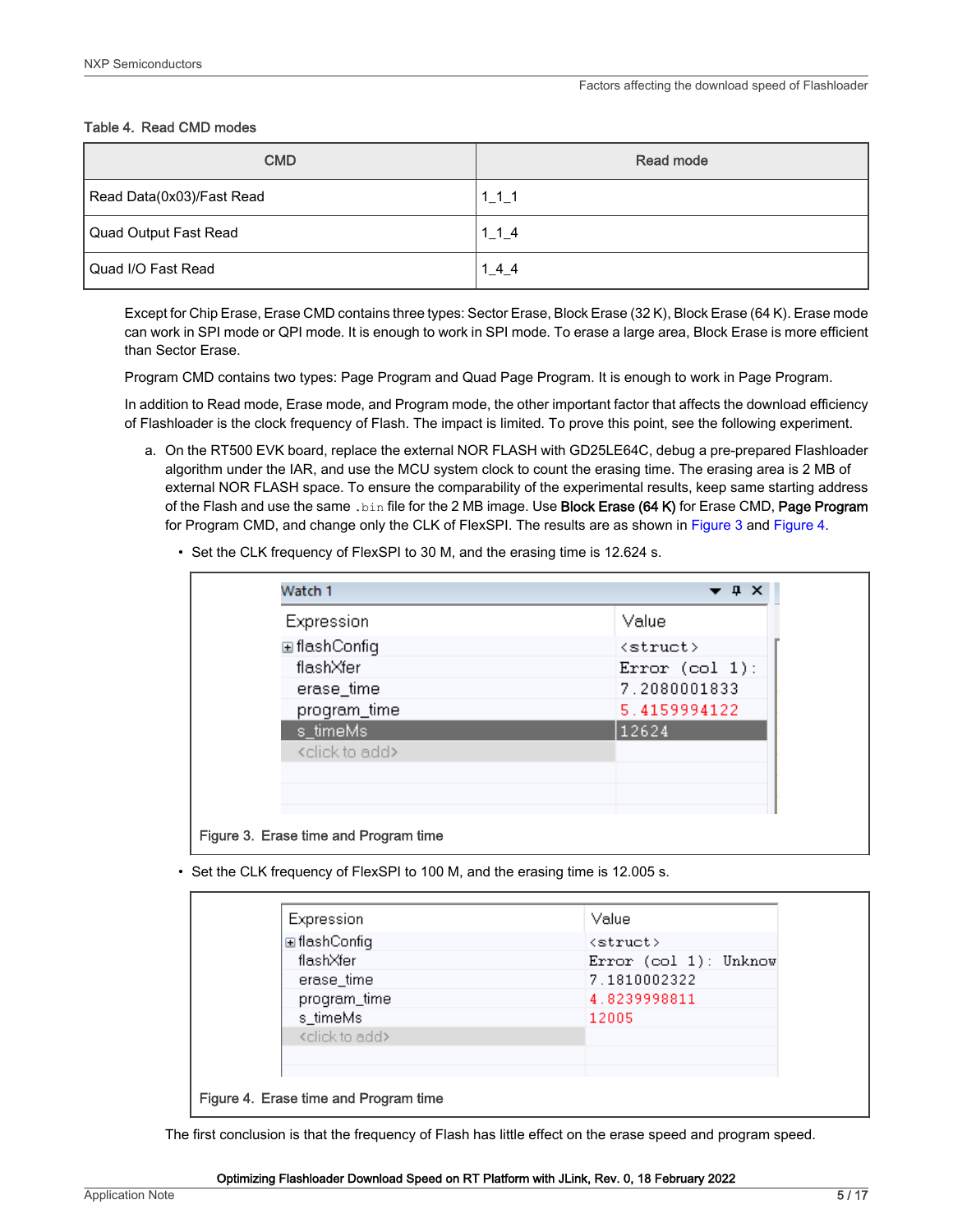Table 4. Read CMD modes

| CMD | Read mode |
| --- | --- |
| Read Data(0x03)/Fast Read | 1_1_1 |
| Quad Output Fast Read | 1_1_4 |
| Quad I/O Fast Read | 1_4_4 |

Except for Chip Erase, Erase CMD contains three types: Sector Erase, Block Erase (32 K), Block Erase (64 K). Erase mode can work in SPI mode or QPI mode. It is enough to work in SPI mode. To erase a large area, Block Erase is more efficient than Sector Erase.

Program CMD contains two types: Page Program and Quad Page Program. It is enough to work in Page Program.

In addition to Read mode, Erase mode, and Program mode, the other important factor that affects the download efficiency of Flashloader is the clock frequency of Flash. The impact is limited. To prove this point, see the following experiment.

a. On the RT500 EVK board, replace the external NOR FLASH with GD25LE64C, debug a pre-prepared Flashloader algorithm under the IAR, and use the MCU system clock to count the erasing time. The erasing area is 2 MB of external NOR FLASH space. To ensure the comparability of the experimental results, keep same starting address of the Flash and use the same `.bin` file for the 2 MB image. Use **Block Erase (64 K)** for Erase CMD, **Page Program** for Program CMD, and change only the CLK of FlexSPI. The results are as shown in Figure 3 and Figure 4.

   - Set the CLK frequency of FlexSPI to 30 M, and the erasing time is 12.624 s.

| Expression | Value |
| --- | --- |
| flashConfig | <struct> |
| flashXfer | Error (col 1): |
| erase_time | 7.2080001833 |
| program_time | 5.4159994122 |
| s_timeMs | 12624 |
| <click to add> | |

Figure 3. Erase time and Program time

   - Set the CLK frequency of FlexSPI to 100 M, and the erasing time is 12.005 s.

| Expression | Value |
| --- | --- |
| flashConfig | <struct> |
| flashXfer | Error (col 1): Unknow |
| erase_time | 7.1810002322 |
| program_time | 4.8239998811 |
| s_timeMs | 12005 |
| <click to add> | |

Figure 4. Erase time and Program time

The first conclusion is that the frequency of Flash has little effect on the erase speed and program speed.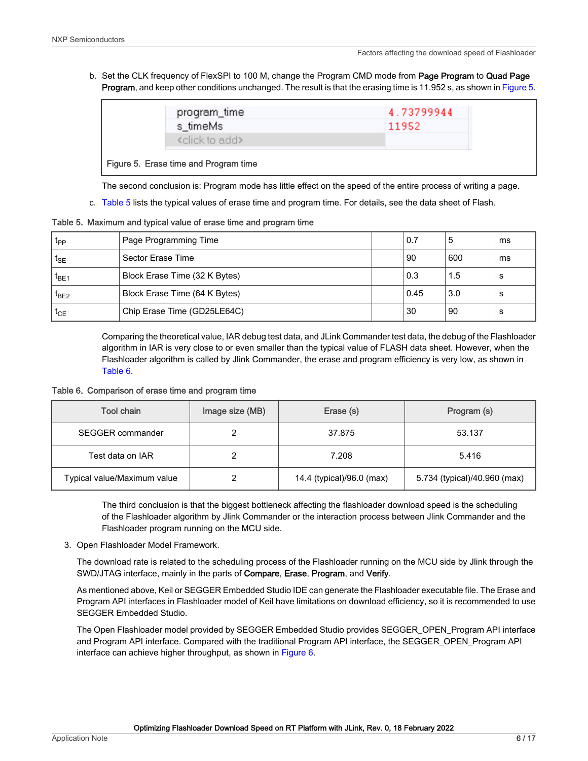b. Set the CLK frequency of FlexSPI to 100 M, change the Program CMD mode from **Page Program** to **Quad Page Program**, and keep other conditions unchanged. The result is that the erasing time is 11.952 s, as shown in Figure 5.

| program_time | 4.73799944 |
|---|---|
| s_timeMs | 11952 |
| <click to add> | |

Figure 5. Erase time and Program time

The second conclusion is: Program mode has little effect on the speed of the entire process of writing a page.

c. Table 5 lists the typical values of erase time and program time. For details, see the data sheet of Flash.

Table 5. Maximum and typical value of erase time and program time

| | | | | | |
|---|---|---|---|---|---|
| $t_{PP}$ | Page Programming Time | | 0.7 | 5 | ms |
| $t_{SE}$ | Sector Erase Time | | 90 | 600 | ms |
| $t_{BE1}$ | Block Erase Time (32 K Bytes) | | 0.3 | 1.5 | s |
| $t_{BE2}$ | Block Erase Time (64 K Bytes) | | 0.45 | 3.0 | s |
| $t_{CE}$ | Chip Erase Time (GD25LE64C) | | 30 | 90 | s |

Comparing the theoretical value, IAR debug test data, and JLink Commander test data, the debug of the Flashloader algorithm in IAR is very close to or even smaller than the typical value of FLASH data sheet. However, when the Flashloader algorithm is called by Jlink Commander, the erase and program efficiency is very low, as shown in Table 6.

Table 6. Comparison of erase time and program time

| Tool chain | Image size (MB) | Erase (s) | Program (s) |
|---|---|---|---|
| SEGGER commander | 2 | 37.875 | 53.137 |
| Test data on IAR | 2 | 7.208 | 5.416 |
| Typical value/Maximum value | 2 | 14.4 (typical)/96.0 (max) | 5.734 (typical)/40.960 (max) |

The third conclusion is that the biggest bottleneck affecting the flashloader download speed is the scheduling of the Flashloader algorithm by Jlink Commander or the interaction process between Jlink Commander and the Flashloader program running on the MCU side.

3. Open Flashloader Model Framework.

The download rate is related to the scheduling process of the Flashloader running on the MCU side by Jlink through the SWD/JTAG interface, mainly in the parts of **Compare**, **Erase**, **Program**, and **Verify**.

As mentioned above, Keil or SEGGER Embedded Studio IDE can generate the Flashloader executable file. The Erase and Program API interfaces in Flashloader model of Keil have limitations on download efficiency, so it is recommended to use SEGGER Embedded Studio.

The Open Flashloader model provided by SEGGER Embedded Studio provides SEGGER_OPEN_Program API interface and Program API interface. Compared with the traditional Program API interface, the SEGGER_OPEN_Program API interface can achieve higher throughput, as shown in Figure 6.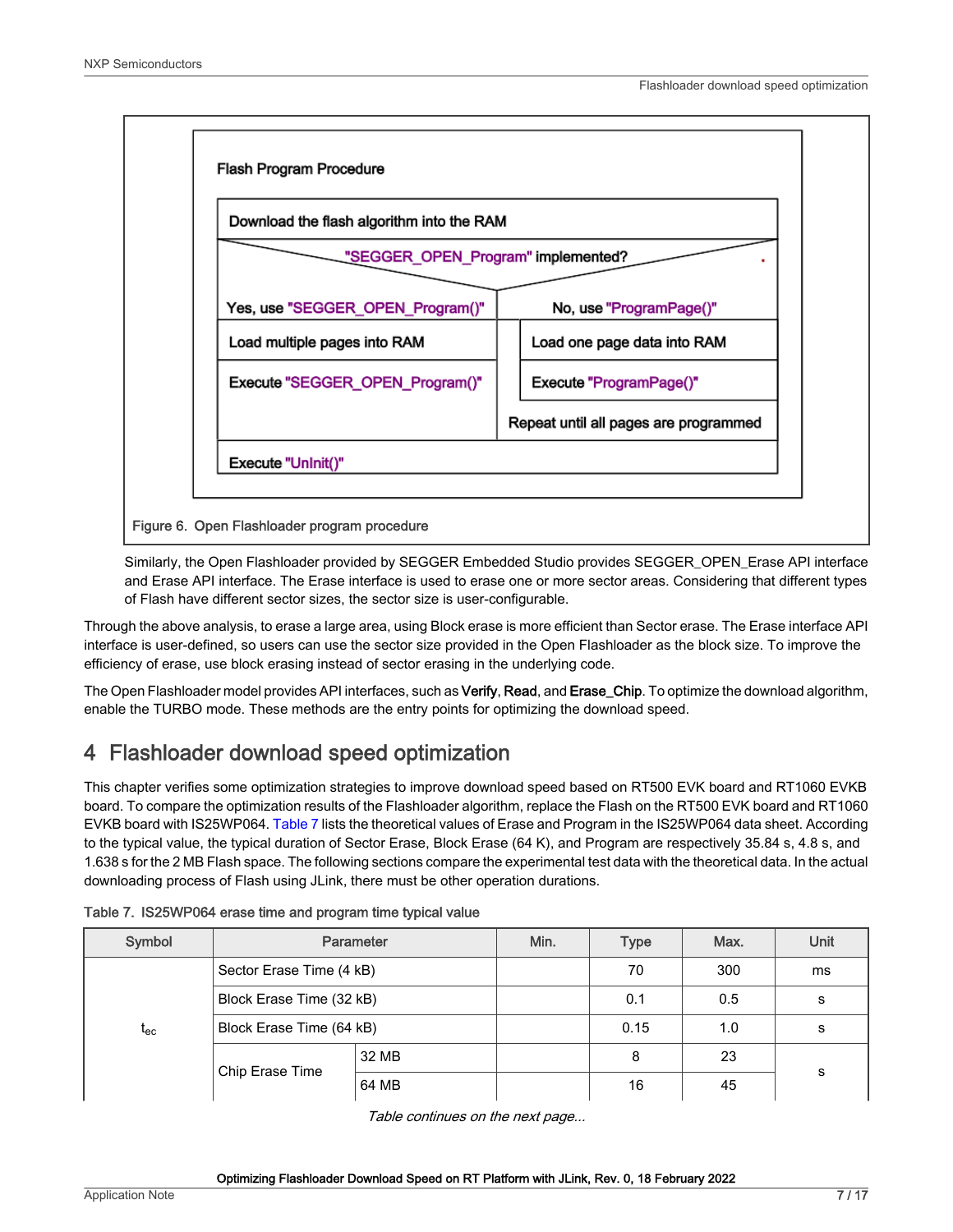**Flash Program Procedure**

| Download the flash algorithm into the RAM | |
|---|---|
| "SEGGER_OPEN_Program" implemented? | |
| Yes, use "SEGGER_OPEN_Program()" | No, use "ProgramPage()" |
| Load multiple pages into RAM | Load one page data into RAM |
| Execute "SEGGER_OPEN_Program()" | Execute "ProgramPage()" |
| | Repeat until all pages are programmed |
| Execute "UnInit()" | |

Figure 6. Open Flashloader program procedure

Similarly, the Open Flashloader provided by SEGGER Embedded Studio provides SEGGER_OPEN_Erase API interface and Erase API interface. The Erase interface is used to erase one or more sector areas. Considering that different types of Flash have different sector sizes, the sector size is user-configurable.

Through the above analysis, to erase a large area, using Block erase is more efficient than Sector erase. The Erase interface API interface is user-defined, so users can use the sector size provided in the Open Flashloader as the block size. To improve the efficiency of erase, use block erasing instead of sector erasing in the underlying code.

The Open Flashloader model provides API interfaces, such as **Verify**, **Read**, and **Erase_Chip**. To optimize the download algorithm, enable the TURBO mode. These methods are the entry points for optimizing the download speed.

## 4 Flashloader download speed optimization

This chapter verifies some optimization strategies to improve download speed based on RT500 EVK board and RT1060 EVKB board. To compare the optimization results of the Flashloader algorithm, replace the Flash on the RT500 EVK board and RT1060 EVKB board with IS25WP064. Table 7 lists the theoretical values of Erase and Program in the IS25WP064 data sheet. According to the typical value, the typical duration of Sector Erase, Block Erase (64 K), and Program are respectively 35.84 s, 4.8 s, and 1.638 s for the 2 MB Flash space. The following sections compare the experimental test data with the theoretical data. In the actual downloading process of Flash using JLink, there must be other operation durations.

Table 7. IS25WP064 erase time and program time typical value

| Symbol | Parameter | | Min. | Type | Max. | Unit |
|---|---|---|---|---|---|---|
| $t_{ec}$ | Sector Erase Time (4 kB) | | | 70 | 300 | ms |
| | Block Erase Time (32 kB) | | | 0.1 | 0.5 | s |
| | Block Erase Time (64 kB) | | | 0.15 | 1.0 | s |
| | Chip Erase Time | 32 MB | | 8 | 23 | s |
| | | 64 MB | | 16 | 45 | |

*Table continues on the next page...*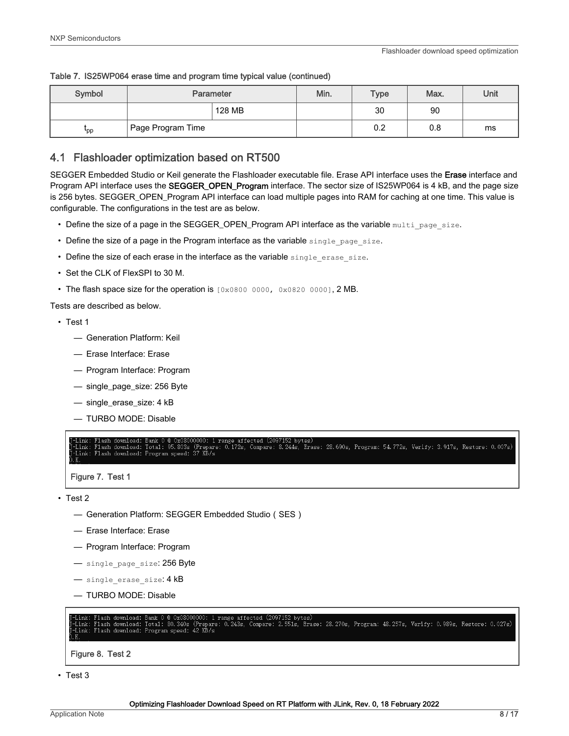Table 7. IS25WP064 erase time and program time typical value (continued)

| Symbol | Parameter | | Min. | Type | Max. | Unit |
|---|---|---|---|---|---|---|
| | | 128 MB | | 30 | 90 | |
| $t_{pp}$ | Page Program Time | | | 0.2 | 0.8 | ms |

## 4.1 Flashloader optimization based on RT500

SEGGER Embedded Studio or Keil generate the Flashloader executable file. Erase API interface uses the **Erase** interface and Program API interface uses the **SEGGER_OPEN_Program** interface. The sector size of IS25WP064 is 4 kB, and the page size is 256 bytes. SEGGER_OPEN_Program API interface can load multiple pages into RAM for caching at one time. This value is configurable. The configurations in the test are as below.

- Define the size of a page in the SEGGER_OPEN_Program API interface as the variable `multi_page_size`.
- Define the size of a page in the Program interface as the variable `single_page_size`.
- Define the size of each erase in the interface as the variable `single_erase_size`.
- Set the CLK of FlexSPI to 30 M.
- The flash space size for the operation is `[0x0800 0000, 0x0820 0000]`, 2 MB.

Tests are described as below.

- Test 1
  - Generation Platform: Keil
  - Erase Interface: Erase
  - Program Interface: Program
  - single_page_size: 256 Byte
  - single_erase_size: 4 kB
  - TURBO MODE: Disable

```
J-Link: Flash download: Bank 0 @ 0x08000000: 1 range affected (2097152 bytes)
J-Link: Flash download: Total: 95.803s (Prepare: 0.172s, Compare: 8.244s, Erase: 28.690s, Program: 54.772s, Verify: 3.917s, Restore: 0.007s)
J-Link: Flash download: Program speed: 37 KB/s
O.K.
```

Figure 7. Test 1

- Test 2
  - Generation Platform: SEGGER Embedded Studio（SES）
  - Erase Interface: Erase
  - Program Interface: Program
  - `single_page_size`: 256 Byte
  - `single_erase_size`: 4 kB
  - TURBO MODE: Disable

```
J-Link: Flash download: Bank 0 @ 0x08000000: 1 range affected (2097152 bytes)
J-Link: Flash download: Total: 80.340s (Prepare: 0.243s, Compare: 2.551s, Erase: 28.270s, Program: 48.257s, Verify: 0.989s, Restore: 0.027s)
J-Link: Flash download: Program speed: 42 KB/s
O.K.
```

Figure 8. Test 2

- Test 3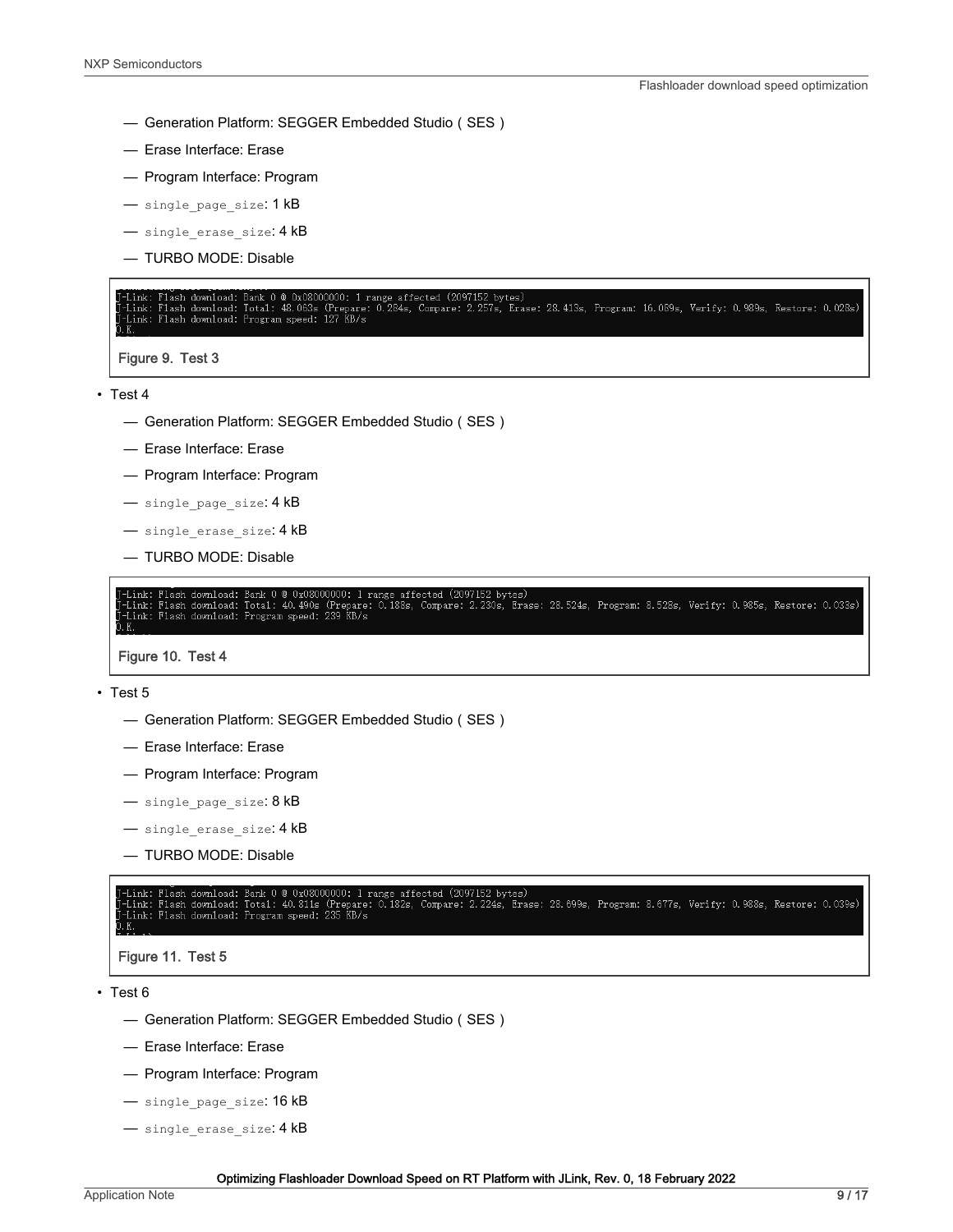- Generation Platform: SEGGER Embedded Studio ( SES )
- Erase Interface: Erase
- Program Interface: Program
- `single_page_size`: 1 kB
- `single_erase_size`: 4 kB
- TURBO MODE: Disable

```
J-Link: Flash download: Bank 0 @ 0x08000000: 1 range affected (2097152 bytes)
J-Link: Flash download: Total: 48.063s (Prepare: 0.284s, Compare: 2.257s, Erase: 28.413s, Program: 16.089s, Verify: 0.989s, Restore: 0.028s)
J-Link: Flash download: Program speed: 127 KB/s
O.K.
```

Figure 9. Test 3

- Test 4
  - Generation Platform: SEGGER Embedded Studio ( SES )
  - Erase Interface: Erase
  - Program Interface: Program
  - `single_page_size`: 4 kB
  - `single_erase_size`: 4 kB
  - TURBO MODE: Disable

```
J-Link: Flash download: Bank 0 @ 0x08000000: 1 range affected (2097152 bytes)
J-Link: Flash download: Total: 40.490s (Prepare: 0.188s, Compare: 2.230s, Erase: 28.524s, Program: 8.528s, Verify: 0.985s, Restore: 0.033s)
J-Link: Flash download: Program speed: 239 KB/s
O.K.
```

Figure 10. Test 4

- Test 5
  - Generation Platform: SEGGER Embedded Studio ( SES )
  - Erase Interface: Erase
  - Program Interface: Program
  - `single_page_size`: 8 kB
  - `single_erase_size`: 4 kB
  - TURBO MODE: Disable

```
J-Link: Flash download: Bank 0 @ 0x08000000: 1 range affected (2097152 bytes)
J-Link: Flash download: Total: 40.811s (Prepare: 0.182s, Compare: 2.224s, Erase: 28.699s, Program: 8.677s, Verify: 0.988s, Restore: 0.039s)
J-Link: Flash download: Program speed: 235 KB/s
O.K.
```

Figure 11. Test 5

- Test 6
  - Generation Platform: SEGGER Embedded Studio ( SES )
  - Erase Interface: Erase
  - Program Interface: Program
  - `single_page_size`: 16 kB
  - `single_erase_size`: 4 kB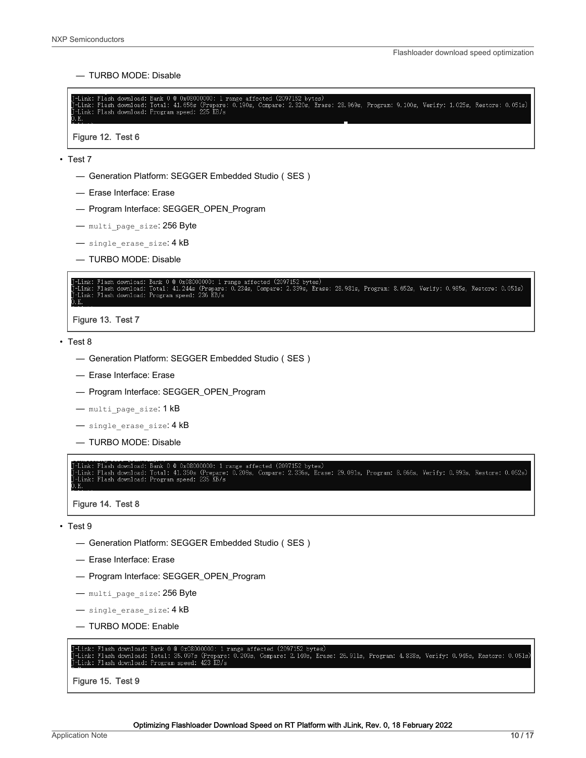— TURBO MODE: Disable

```
J-Link: Flash download: Bank 0 @ 0x08000000: 1 range affected (2097152 bytes)
J-Link: Flash download: Total: 41.656s (Prepare: 0.190s, Compare: 2.320s, Erase: 28.969s, Program: 9.100s, Verify: 1.025s, Restore: 0.051s)
J-Link: Flash download: Program speed: 225 KB/s
O.K.
```

Figure 12. Test 6

- Test 7
  - — Generation Platform: SEGGER Embedded Studio（SES）
  - — Erase Interface: Erase
  - — Program Interface: SEGGER_OPEN_Program
  - — `multi_page_size`: 256 Byte
  - — `single_erase_size`: 4 kB
  - — TURBO MODE: Disable

```
J-Link: Flash download: Bank 0 @ 0x08000000: 1 range affected (2097152 bytes)
J-Link: Flash download: Total: 41.244s (Prepare: 0.234s, Compare: 2.339s, Erase: 28.981s, Program: 8.652s, Verify: 0.985s, Restore: 0.051s)
J-Link: Flash download: Program speed: 236 KB/s
O.K.
```

Figure 13. Test 7

- Test 8
  - — Generation Platform: SEGGER Embedded Studio（SES）
  - — Erase Interface: Erase
  - — Program Interface: SEGGER_OPEN_Program
  - — `multi_page_size`: 1 kB
  - — `single_erase_size`: 4 kB
  - — TURBO MODE: Disable

```
J-Link: Flash download: Bank 0 @ 0x08000000: 1 range affected (2097152 bytes)
J-Link: Flash download: Total: 41.350s (Prepare: 0.208s, Compare: 2.336s, Erase: 29.091s, Program: 8.666s, Verify: 0.993s, Restore: 0.052s)
J-Link: Flash download: Program speed: 235 KB/s
O.K.
```

Figure 14. Test 8

- Test 9
  - — Generation Platform: SEGGER Embedded Studio（SES）
  - — Erase Interface: Erase
  - — Program Interface: SEGGER_OPEN_Program
  - — `multi_page_size`: 256 Byte
  - — `single_erase_size`: 4 kB
  - — TURBO MODE: Enable

```
J-Link: Flash download: Bank 0 @ 0x08000000: 1 range affected (2097152 bytes)
J-Link: Flash download: Total: 35.097s (Prepare: 0.209s, Compare: 2.140s, Erase: 26.911s, Program: 4.838s, Verify: 0.946s, Restore: 0.051s)
J-Link: Flash download: Program speed: 423 KB/s
```

Figure 15. Test 9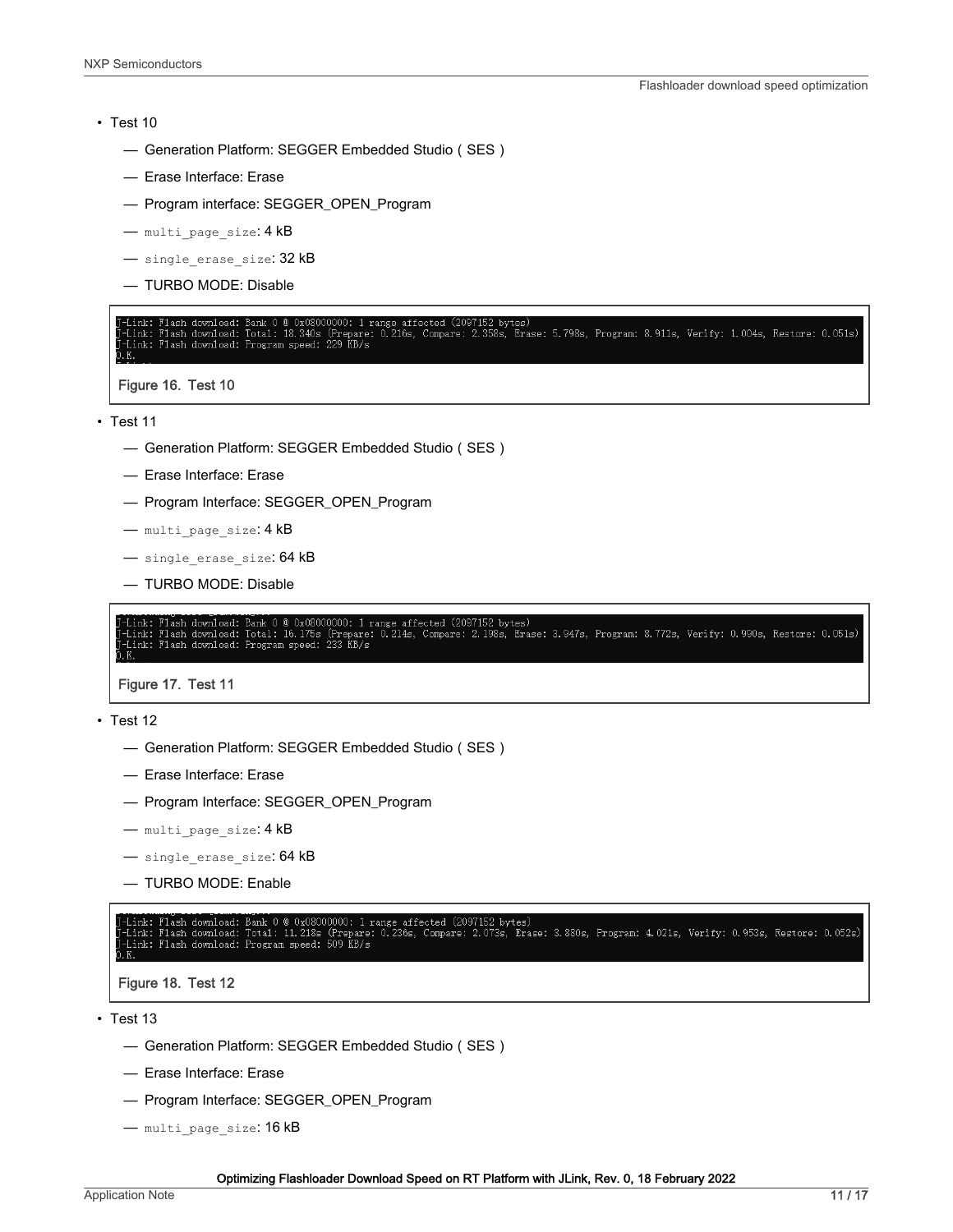- Test 10
  - — Generation Platform: SEGGER Embedded Studio ( SES )
  - — Erase Interface: Erase
  - — Program interface: SEGGER_OPEN_Program
  - — `multi_page_size`: 4 kB
  - — `single_erase_size`: 32 kB
  - — TURBO MODE: Disable

```
J-Link: Flash download: Bank 0 @ 0x08000000: 1 range affected (2097152 bytes)
J-Link: Flash download: Total: 18.340s (Prepare: 0.216s, Compare: 2.358s, Erase: 5.798s, Program: 8.911s, Verify: 1.004s, Restore: 0.051s)
J-Link: Flash download: Program speed: 229 KB/s
O.K.
```

Figure 16. Test 10

- Test 11
  - — Generation Platform: SEGGER Embedded Studio ( SES )
  - — Erase Interface: Erase
  - — Program Interface: SEGGER_OPEN_Program
  - — `multi_page_size`: 4 kB
  - — `single_erase_size`: 64 kB
  - — TURBO MODE: Disable

```
J-Link: Flash download: Bank 0 @ 0x08000000: 1 range affected (2097152 bytes)
J-Link: Flash download: Total: 16.175s (Prepare: 0.214s, Compare: 2.198s, Erase: 3.947s, Program: 8.772s, Verify: 0.990s, Restore: 0.051s)
J-Link: Flash download: Program speed: 233 KB/s
O.K.
```

Figure 17. Test 11

- Test 12
  - — Generation Platform: SEGGER Embedded Studio ( SES )
  - — Erase Interface: Erase
  - — Program Interface: SEGGER_OPEN_Program
  - — `multi_page_size`: 4 kB
  - — `single_erase_size`: 64 kB
  - — TURBO MODE: Enable

```
J-Link: Flash download: Bank 0 @ 0x08000000: 1 range affected (2097152 bytes)
J-Link: Flash download: Total: 11.218s (Prepare: 0.236s, Compare: 2.073s, Erase: 3.880s, Program: 4.021s, Verify: 0.953s, Restore: 0.052s)
J-Link: Flash download: Program speed: 509 KB/s
O.K.
```

Figure 18. Test 12

- Test 13
  - — Generation Platform: SEGGER Embedded Studio ( SES )
  - — Erase Interface: Erase
  - — Program Interface: SEGGER_OPEN_Program
  - — `multi_page_size`: 16 kB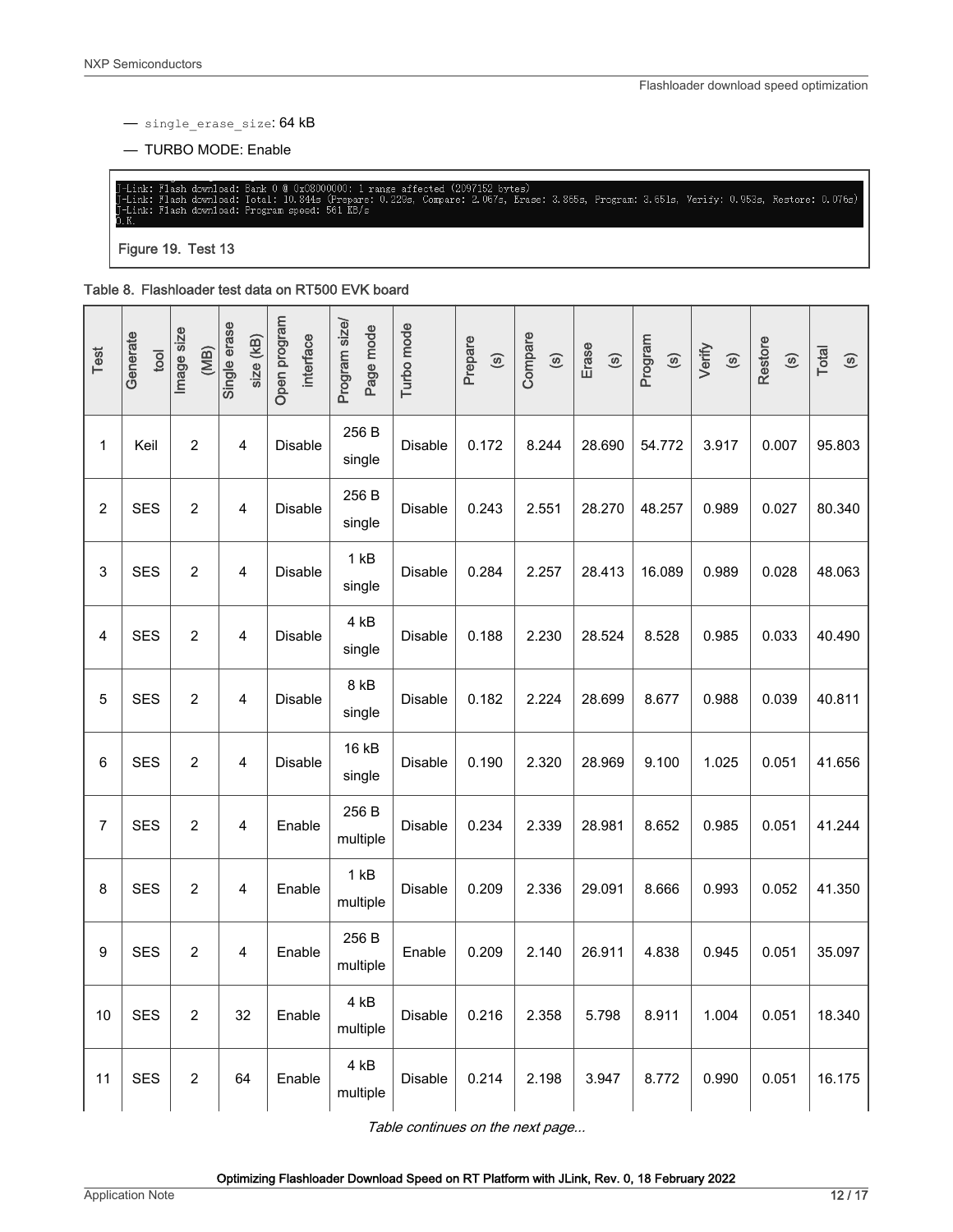- `single_erase_size`: 64 kB
- TURBO MODE: Enable

```
J-Link: Flash download: Bank 0 @ 0x08000000: 1 range affected (2097152 bytes)
J-Link: Flash download: Total: 10.844s (Prepare: 0.229s, Compare: 2.067s, Erase: 3.865s, Program: 3.651s, Verify: 0.953s, Restore: 0.076s)
J-Link: Flash download: Program speed: 561 KB/s
O.K.
```

Figure 19. Test 13

Table 8. Flashloader test data on RT500 EVK board

| Test | Generate tool | Image size (MB) | Single erase size (kB) | Open program interface | Program size/ Page mode | Turbo mode | Prepare (s) | Compare (s) | Erase (s) | Program (s) | Verify (s) | Restore (s) | Total (s) |
|---|---|---|---|---|---|---|---|---|---|---|---|---|---|
| 1 | Keil | 2 | 4 | Disable | 256 B single | Disable | 0.172 | 8.244 | 28.690 | 54.772 | 3.917 | 0.007 | 95.803 |
| 2 | SES | 2 | 4 | Disable | 256 B single | Disable | 0.243 | 2.551 | 28.270 | 48.257 | 0.989 | 0.027 | 80.340 |
| 3 | SES | 2 | 4 | Disable | 1 kB single | Disable | 0.284 | 2.257 | 28.413 | 16.089 | 0.989 | 0.028 | 48.063 |
| 4 | SES | 2 | 4 | Disable | 4 kB single | Disable | 0.188 | 2.230 | 28.524 | 8.528 | 0.985 | 0.033 | 40.490 |
| 5 | SES | 2 | 4 | Disable | 8 kB single | Disable | 0.182 | 2.224 | 28.699 | 8.677 | 0.988 | 0.039 | 40.811 |
| 6 | SES | 2 | 4 | Disable | 16 kB single | Disable | 0.190 | 2.320 | 28.969 | 9.100 | 1.025 | 0.051 | 41.656 |
| 7 | SES | 2 | 4 | Enable | 256 B multiple | Disable | 0.234 | 2.339 | 28.981 | 8.652 | 0.985 | 0.051 | 41.244 |
| 8 | SES | 2 | 4 | Enable | 1 kB multiple | Disable | 0.209 | 2.336 | 29.091 | 8.666 | 0.993 | 0.052 | 41.350 |
| 9 | SES | 2 | 4 | Enable | 256 B multiple | Enable | 0.209 | 2.140 | 26.911 | 4.838 | 0.945 | 0.051 | 35.097 |
| 10 | SES | 2 | 32 | Enable | 4 kB multiple | Disable | 0.216 | 2.358 | 5.798 | 8.911 | 1.004 | 0.051 | 18.340 |
| 11 | SES | 2 | 64 | Enable | 4 kB multiple | Disable | 0.214 | 2.198 | 3.947 | 8.772 | 0.990 | 0.051 | 16.175 |

*Table continues on the next page...*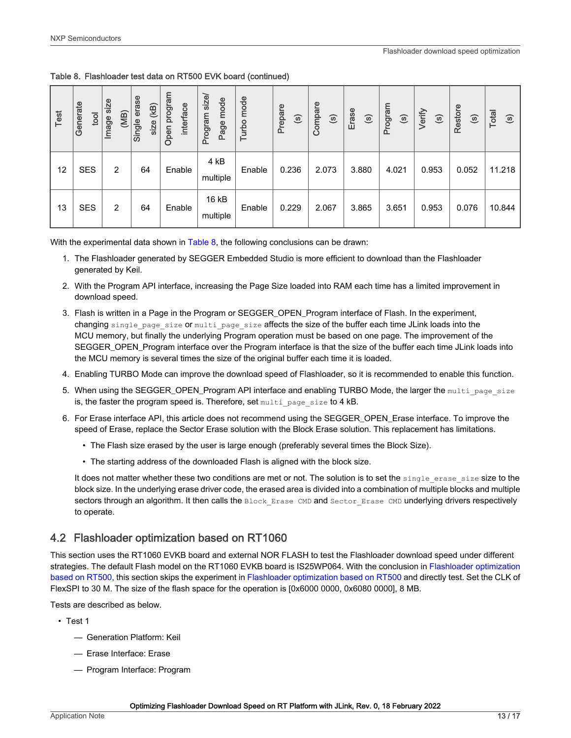Table 8. Flashloader test data on RT500 EVK board (continued)

| Test | Generate tool | Image size (MB) | Single erase size (kB) | Open program interface | Program size/ Page mode | Turbo mode | Prepare (s) | Compare (s) | Erase (s) | Program (s) | Verify (s) | Restore (s) | Total (s) |
|---|---|---|---|---|---|---|---|---|---|---|---|---|---|
| 12 | SES | 2 | 64 | Enable | 4 kB multiple | Enable | 0.236 | 2.073 | 3.880 | 4.021 | 0.953 | 0.052 | 11.218 |
| 13 | SES | 2 | 64 | Enable | 16 kB multiple | Enable | 0.229 | 2.067 | 3.865 | 3.651 | 0.953 | 0.076 | 10.844 |

With the experimental data shown in Table 8, the following conclusions can be drawn:

1. The Flashloader generated by SEGGER Embedded Studio is more efficient to download than the Flashloader generated by Keil.
2. With the Program API interface, increasing the Page Size loaded into RAM each time has a limited improvement in download speed.
3. Flash is written in a Page in the Program or SEGGER_OPEN_Program interface of Flash. In the experiment, changing `single_page_size` or `multi_page_size` affects the size of the buffer each time JLink loads into the MCU memory, but finally the underlying Program operation must be based on one page. The improvement of the SEGGER_OPEN_Program interface over the Program interface is that the size of the buffer each time JLink loads into the MCU memory is several times the size of the original buffer each time it is loaded.
4. Enabling TURBO Mode can improve the download speed of Flashloader, so it is recommended to enable this function.
5. When using the SEGGER_OPEN_Program API interface and enabling TURBO Mode, the larger the `multi_page_size` is, the faster the program speed is. Therefore, set `multi_page_size` to 4 kB.
6. For Erase interface API, this article does not recommend using the SEGGER_OPEN_Erase interface. To improve the speed of Erase, replace the Sector Erase solution with the Block Erase solution. This replacement has limitations.
   - The Flash size erased by the user is large enough (preferably several times the Block Size).
   - The starting address of the downloaded Flash is aligned with the block size.

   It does not matter whether these two conditions are met or not. The solution is to set the `single_erase_size` size to the block size. In the underlying erase driver code, the erased area is divided into a combination of multiple blocks and multiple sectors through an algorithm. It then calls the `Block_Erase CMD` and `Sector_Erase CMD` underlying drivers respectively to operate.

## 4.2 Flashloader optimization based on RT1060

This section uses the RT1060 EVKB board and external NOR FLASH to test the Flashloader download speed under different strategies. The default Flash model on the RT1060 EVKB board is IS25WP064. With the conclusion in Flashloader optimization based on RT500, this section skips the experiment in Flashloader optimization based on RT500 and directly test. Set the CLK of FlexSPI to 30 M. The size of the flash space for the operation is [0x6000 0000, 0x6080 0000], 8 MB.

Tests are described as below.

- Test 1
  - Generation Platform: Keil
  - Erase Interface: Erase
  - Program Interface: Program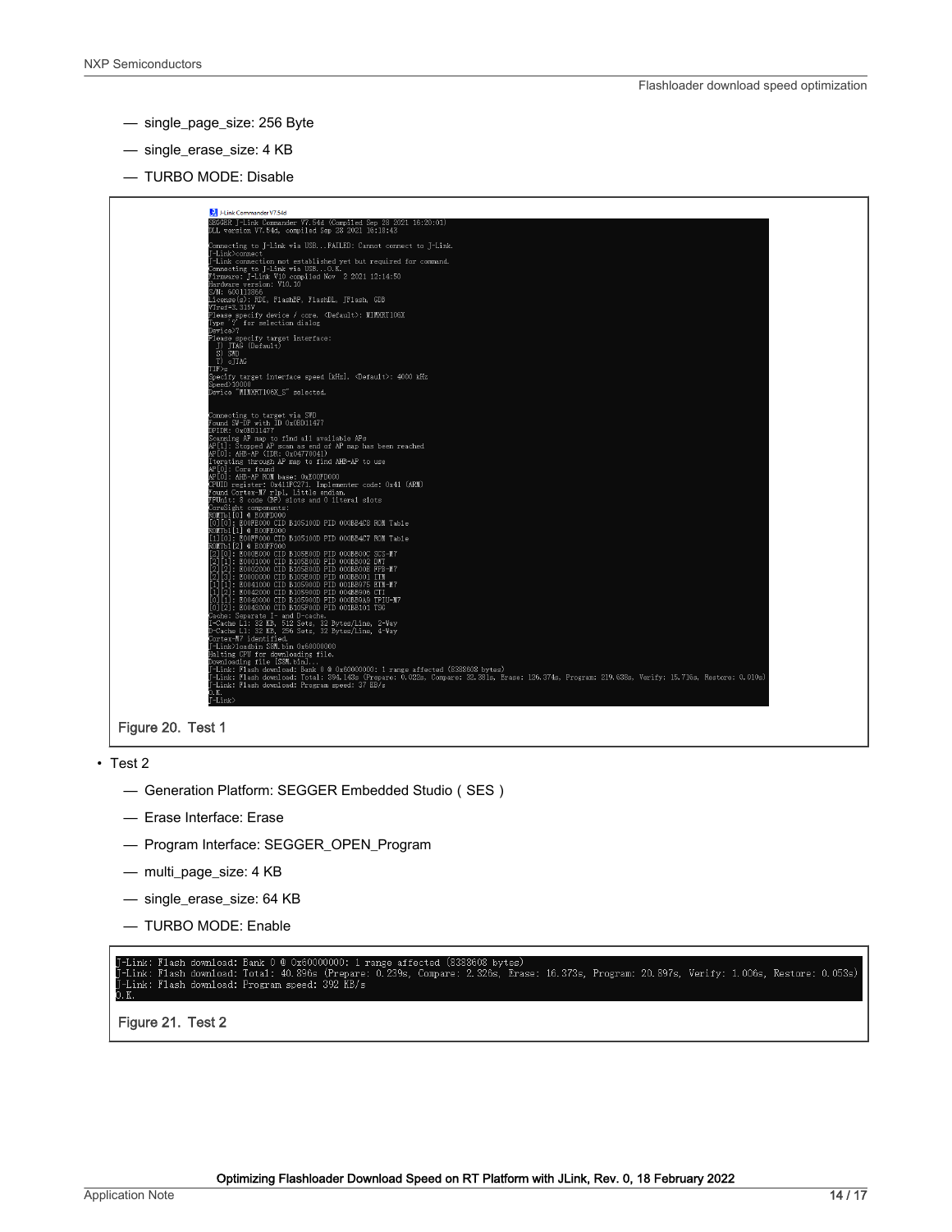- single_page_size: 256 Byte
- single_erase_size: 4 KB
- TURBO MODE: Disable

```
SEGGER J-Link Commander V7.54d (Compiled Sep 28 2021 16:20:01)
DLL version V7.54d, compiled Sep 28 2021 16:18:43

Connecting to J-Link via USB...FAILED: Cannot connect to J-Link.
J-Link>connect
J-Link connection not established yet but required for command.
Connecting to J-Link via USB...O.K.
Firmware: J-Link V10 compiled Nov  2 2021 12:14:50
Hardware version: V10.10
S/N: 600113866
License(s): RDI, FlashBP, FlashDL, JFlash, GDB
VTref=3.315V
Please specify device / core. <Default>: MIMXRT106X
Type '?' for selection dialog
Device>?
Please specify target interface:
  J) JTAG (Default)
  S) SWD
  T) cJTAG
TIF>s
Specify target interface speed [kHz]. <Default>: 4000 kHz
Speed>10000
Device "MIMXRT106X_S" selected.


Connecting to target via SWD
Found SW-DP with ID 0x0BD11477
DPIDR: 0x0BD11477
Scanning AP map to find all available APs
AP[1]: Stopped AP scan as end of AP map has been reached
AP[0]: AHB-AP (IDR: 0x04770041)
Iterating through AP map to find AHB-AP to use
AP[0]: Core found
AP[0]: AHB-AP ROM base: 0xE00FD000
CPUID register: 0x411FC271. Implementer code: 0x41 (ARM)
Found Cortex-M7 r1p1, Little endian.
FPUnit: 8 code (BP) slots and 0 literal slots
CoreSight components:
ROMTbl[0] @ E00FD000
[0][0]: E00FE000 CID B105100D PID 000BB4C8 ROM Table
ROMTbl[1] @ E00FE000
[1][0]: E00FF000 CID B105100D PID 000BB4C7 ROM Table
ROMTbl[2] @ E00FF000
[2][0]: E000E000 CID B105E00D PID 000BB00C SCS-M7
[2][1]: E0001000 CID B105E00D PID 000BB002 DWT
[2][2]: E0002000 CID B105E00D PID 000BB00E FPB-M7
[2][3]: E0000000 CID B105E00D PID 000BB001 ITM
[1][1]: E0041000 CID B105900D PID 001BB975 ETM-M7
[1][2]: E0042000 CID B105900D PID 004BB906 CTI
[0][1]: E0040000 CID B105900D PID 000BB9A9 TPIU-M7
[0][2]: E0043000 CID B105F00D PID 001BB101 TSG
Cache: Separate I- and D-cache.
I-Cache L1: 32 KB, 512 Sets, 32 Bytes/Line, 2-Way
D-Cache L1: 32 KB, 256 Sets, 32 Bytes/Line, 4-Way
Cortex-M7 identified.
J-Link>loadbin SSM.bin 0x60000000
Halting CPU for downloading file.
Downloading file [SSM.bin]...
J-Link: Flash download: Bank 0 @ 0x60000000: 1 range affected (8388608 bytes)
J-Link: Flash download: Total: 394.143s (Prepare: 0.032s, Compare: 32.381s, Erase: 126.374s, Program: 219.638s, Verify: 15.716s, Restore: 0.010s)
J-Link: Flash download: Program speed: 37 KB/s
O.K.
J-Link>
```

Figure 20. Test 1

- Test 2
  - Generation Platform: SEGGER Embedded Studio ( SES )
  - Erase Interface: Erase
  - Program Interface: SEGGER_OPEN_Program
  - multi_page_size: 4 KB
  - single_erase_size: 64 KB
  - TURBO MODE: Enable

```
J-Link: Flash download: Bank 0 @ 0x60000000: 1 range affected (8388608 bytes)
J-Link: Flash download: Total: 40.896s (Prepare: 0.239s, Compare: 2.326s, Erase: 16.373s, Program: 20.897s, Verify: 1.006s, Restore: 0.053s)
J-Link: Flash download: Program speed: 392 KB/s
O.K.
```

Figure 21. Test 2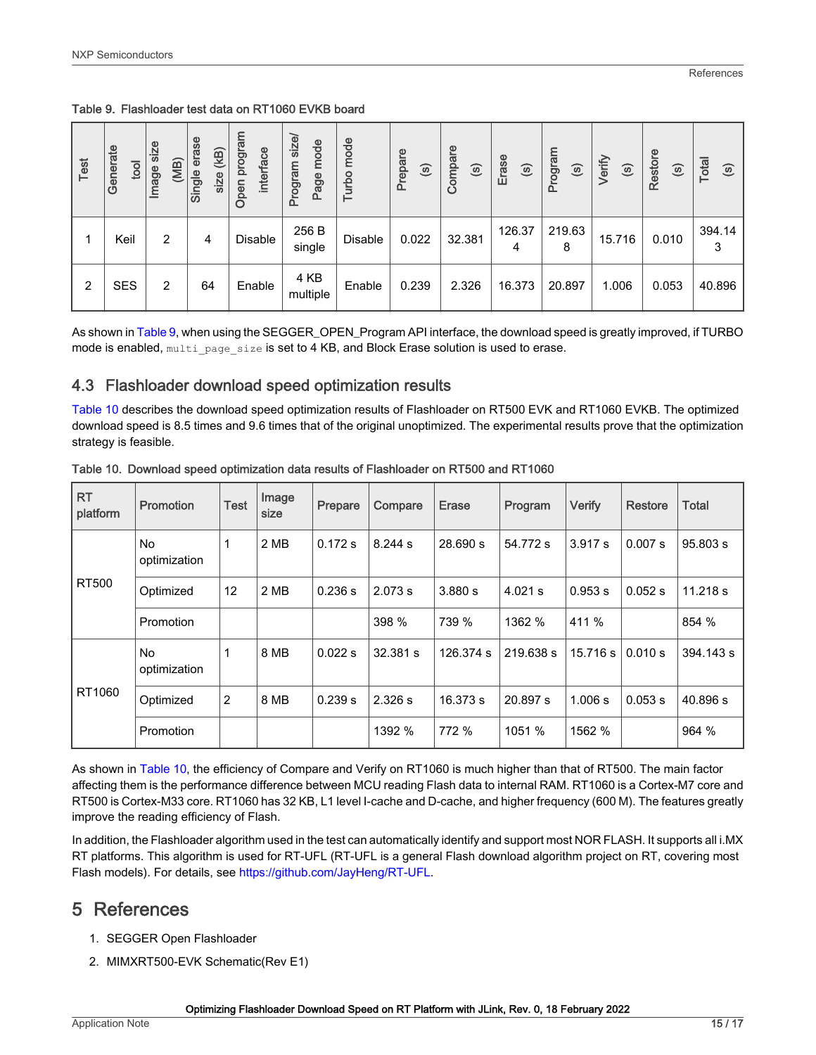Table 9. Flashloader test data on RT1060 EVKB board

| Test | Generate tool | Image size (MB) | Single erase size (kB) | Open program interface | Program size/ Page mode | Turbo mode | Prepare (s) | Compare (s) | Erase (s) | Program (s) | Verify (s) | Restore (s) | Total (s) |
|---|---|---|---|---|---|---|---|---|---|---|---|---|---|
| 1 | Keil | 2 | 4 | Disable | 256 B single | Disable | 0.022 | 32.381 | 126.374 | 219.638 | 15.716 | 0.010 | 394.143 |
| 2 | SES | 2 | 64 | Enable | 4 KB multiple | Enable | 0.239 | 2.326 | 16.373 | 20.897 | 1.006 | 0.053 | 40.896 |

As shown in Table 9, when using the SEGGER_OPEN_Program API interface, the download speed is greatly improved, if TURBO mode is enabled, `multi_page_size` is set to 4 KB, and Block Erase solution is used to erase.

## 4.3 Flashloader download speed optimization results

Table 10 describes the download speed optimization results of Flashloader on RT500 EVK and RT1060 EVKB. The optimized download speed is 8.5 times and 9.6 times that of the original unoptimized. The experimental results prove that the optimization strategy is feasible.

Table 10. Download speed optimization data results of Flashloader on RT500 and RT1060

| RT platform | Promotion | Test | Image size | Prepare | Compare | Erase | Program | Verify | Restore | Total |
|---|---|---|---|---|---|---|---|---|---|---|
| RT500 | No optimization | 1 | 2 MB | 0.172 s | 8.244 s | 28.690 s | 54.772 s | 3.917 s | 0.007 s | 95.803 s |
| | Optimized | 12 | 2 MB | 0.236 s | 2.073 s | 3.880 s | 4.021 s | 0.953 s | 0.052 s | 11.218 s |
| | Promotion | | | | 398 % | 739 % | 1362 % | 411 % | | 854 % |
| RT1060 | No optimization | 1 | 8 MB | 0.022 s | 32.381 s | 126.374 s | 219.638 s | 15.716 s | 0.010 s | 394.143 s |
| | Optimized | 2 | 8 MB | 0.239 s | 2.326 s | 16.373 s | 20.897 s | 1.006 s | 0.053 s | 40.896 s |
| | Promotion | | | | 1392 % | 772 % | 1051 % | 1562 % | | 964 % |

As shown in Table 10, the efficiency of Compare and Verify on RT1060 is much higher than that of RT500. The main factor affecting them is the performance difference between MCU reading Flash data to internal RAM. RT1060 is a Cortex-M7 core and RT500 is Cortex-M33 core. RT1060 has 32 KB, L1 level I-cache and D-cache, and higher frequency (600 M). The features greatly improve the reading efficiency of Flash.

In addition, the Flashloader algorithm used in the test can automatically identify and support most NOR FLASH. It supports all i.MX RT platforms. This algorithm is used for RT-UFL (RT-UFL is a general Flash download algorithm project on RT, covering most Flash models). For details, see https://github.com/JayHeng/RT-UFL.

# 5 References

1. SEGGER Open Flashloader
2. MIMXRT500-EVK Schematic(Rev E1)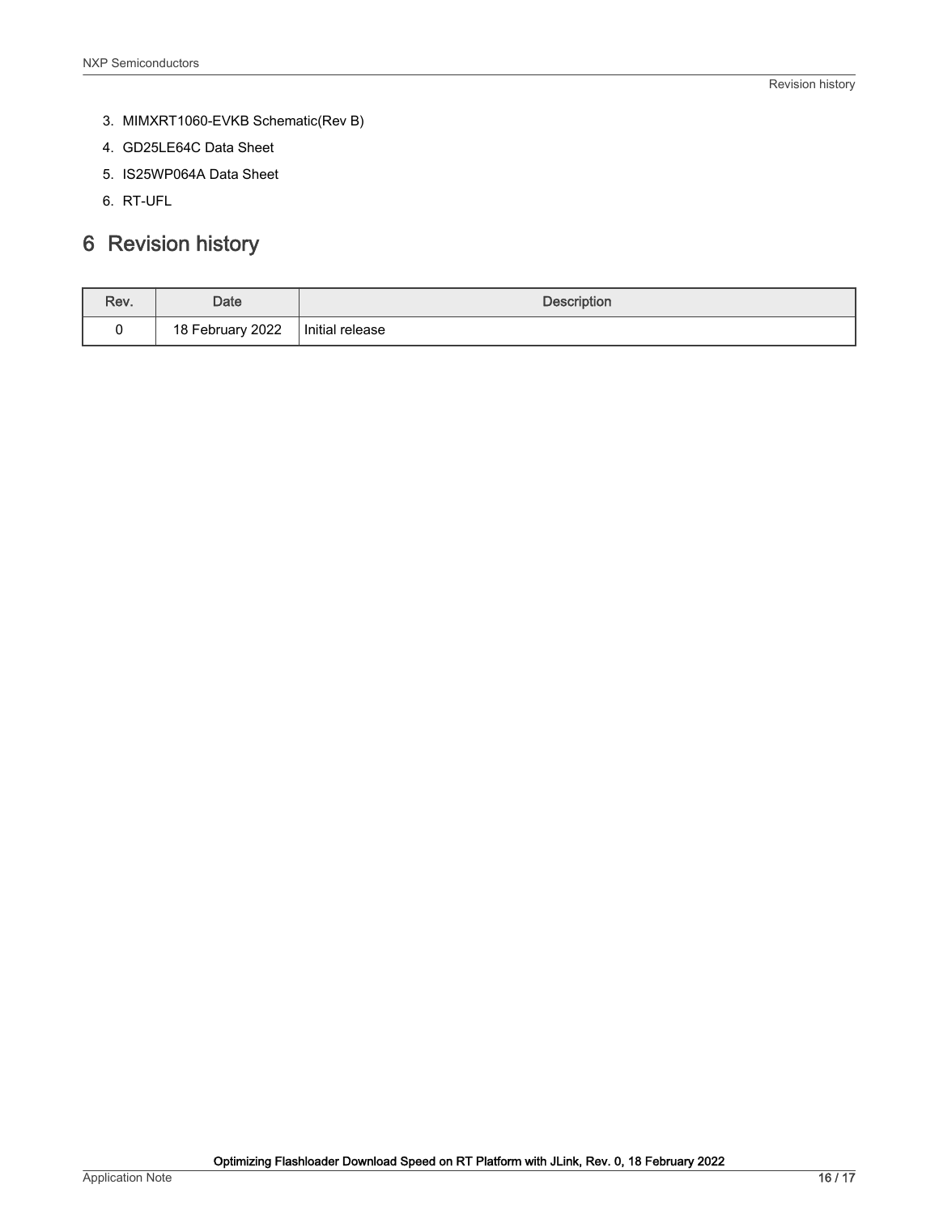3. MIMXRT1060-EVKB Schematic(Rev B)
4. GD25LE64C Data Sheet
5. IS25WP064A Data Sheet
6. RT-UFL

# 6 Revision history

| Rev. | Date | Description |
|---|---|---|
| 0 | 18 February 2022 | Initial release |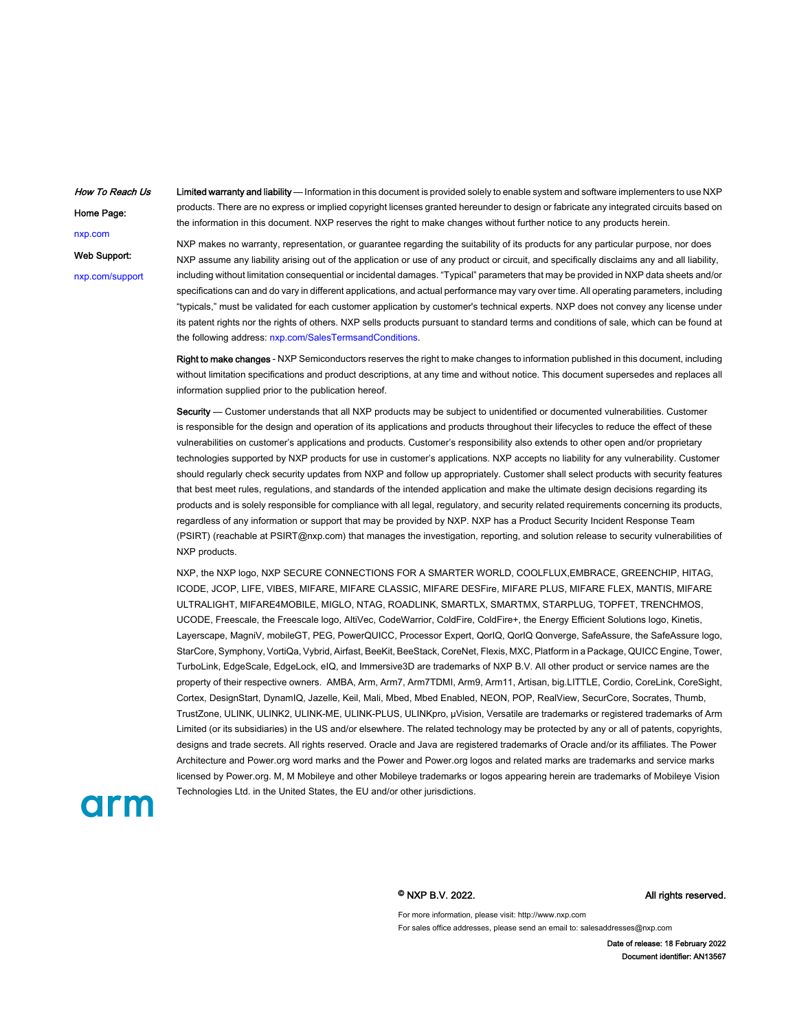*How To Reach Us*

**Home Page:**

nxp.com

**Web Support:**

nxp.com/support

**Limited warranty and liability** — Information in this document is provided solely to enable system and software implementers to use NXP products. There are no express or implied copyright licenses granted hereunder to design or fabricate any integrated circuits based on the information in this document. NXP reserves the right to make changes without further notice to any products herein.

NXP makes no warranty, representation, or guarantee regarding the suitability of its products for any particular purpose, nor does NXP assume any liability arising out of the application or use of any product or circuit, and specifically disclaims any and all liability, including without limitation consequential or incidental damages. "Typical" parameters that may be provided in NXP data sheets and/or specifications can and do vary in different applications, and actual performance may vary over time. All operating parameters, including "typicals," must be validated for each customer application by customer's technical experts. NXP does not convey any license under its patent rights nor the rights of others. NXP sells products pursuant to standard terms and conditions of sale, which can be found at the following address: nxp.com/SalesTermsandConditions.

**Right to make changes** - NXP Semiconductors reserves the right to make changes to information published in this document, including without limitation specifications and product descriptions, at any time and without notice. This document supersedes and replaces all information supplied prior to the publication hereof.

**Security** — Customer understands that all NXP products may be subject to unidentified or documented vulnerabilities. Customer is responsible for the design and operation of its applications and products throughout their lifecycles to reduce the effect of these vulnerabilities on customer's applications and products. Customer's responsibility also extends to other open and/or proprietary technologies supported by NXP products for use in customer's applications. NXP accepts no liability for any vulnerability. Customer should regularly check security updates from NXP and follow up appropriately. Customer shall select products with security features that best meet rules, regulations, and standards of the intended application and make the ultimate design decisions regarding its products and is solely responsible for compliance with all legal, regulatory, and security related requirements concerning its products, regardless of any information or support that may be provided by NXP. NXP has a Product Security Incident Response Team (PSIRT) (reachable at PSIRT@nxp.com) that manages the investigation, reporting, and solution release to security vulnerabilities of NXP products.

NXP, the NXP logo, NXP SECURE CONNECTIONS FOR A SMARTER WORLD, COOLFLUX,EMBRACE, GREENCHIP, HITAG, ICODE, JCOP, LIFE, VIBES, MIFARE, MIFARE CLASSIC, MIFARE DESFire, MIFARE PLUS, MIFARE FLEX, MANTIS, MIFARE ULTRALIGHT, MIFARE4MOBILE, MIGLO, NTAG, ROADLINK, SMARTLX, SMARTMX, STARPLUG, TOPFET, TRENCHMOS, UCODE, Freescale, the Freescale logo, AltiVec, CodeWarrior, ColdFire, ColdFire+, the Energy Efficient Solutions logo, Kinetis, Layerscape, MagniV, mobileGT, PEG, PowerQUICC, Processor Expert, QorIQ, QorIQ Qonverge, SafeAssure, the SafeAssure logo, StarCore, Symphony, VortiQa, Vybrid, Airfast, BeeKit, BeeStack, CoreNet, Flexis, MXC, Platform in a Package, QUICC Engine, Tower, TurboLink, EdgeScale, EdgeLock, eIQ, and Immersive3D are trademarks of NXP B.V. All other product or service names are the property of their respective owners. AMBA, Arm, Arm7, Arm7TDMI, Arm9, Arm11, Artisan, big.LITTLE, Cordio, CoreLink, CoreSight, Cortex, DesignStart, DynamIQ, Jazelle, Keil, Mali, Mbed, Mbed Enabled, NEON, POP, RealView, SecurCore, Socrates, Thumb, TrustZone, ULINK, ULINK2, ULINK-ME, ULINK-PLUS, ULINKpro, µVision, Versatile are trademarks or registered trademarks of Arm Limited (or its subsidiaries) in the US and/or elsewhere. The related technology may be protected by any or all of patents, copyrights, designs and trade secrets. All rights reserved. Oracle and Java are registered trademarks of Oracle and/or its affiliates. The Power Architecture and Power.org word marks and the Power and Power.org logos and related marks are trademarks and service marks licensed by Power.org. M, M Mobileye and other Mobileye trademarks or logos appearing herein are trademarks of Mobileye Vision Technologies Ltd. in the United States, the EU and/or other jurisdictions.

arm

**© NXP B.V. 2022.** **All rights reserved.**

For more information, please visit: http://www.nxp.com

For sales office addresses, please send an email to: salesaddresses@nxp.com

**Date of release: 18 February 2022**

**Document identifier: AN13567**